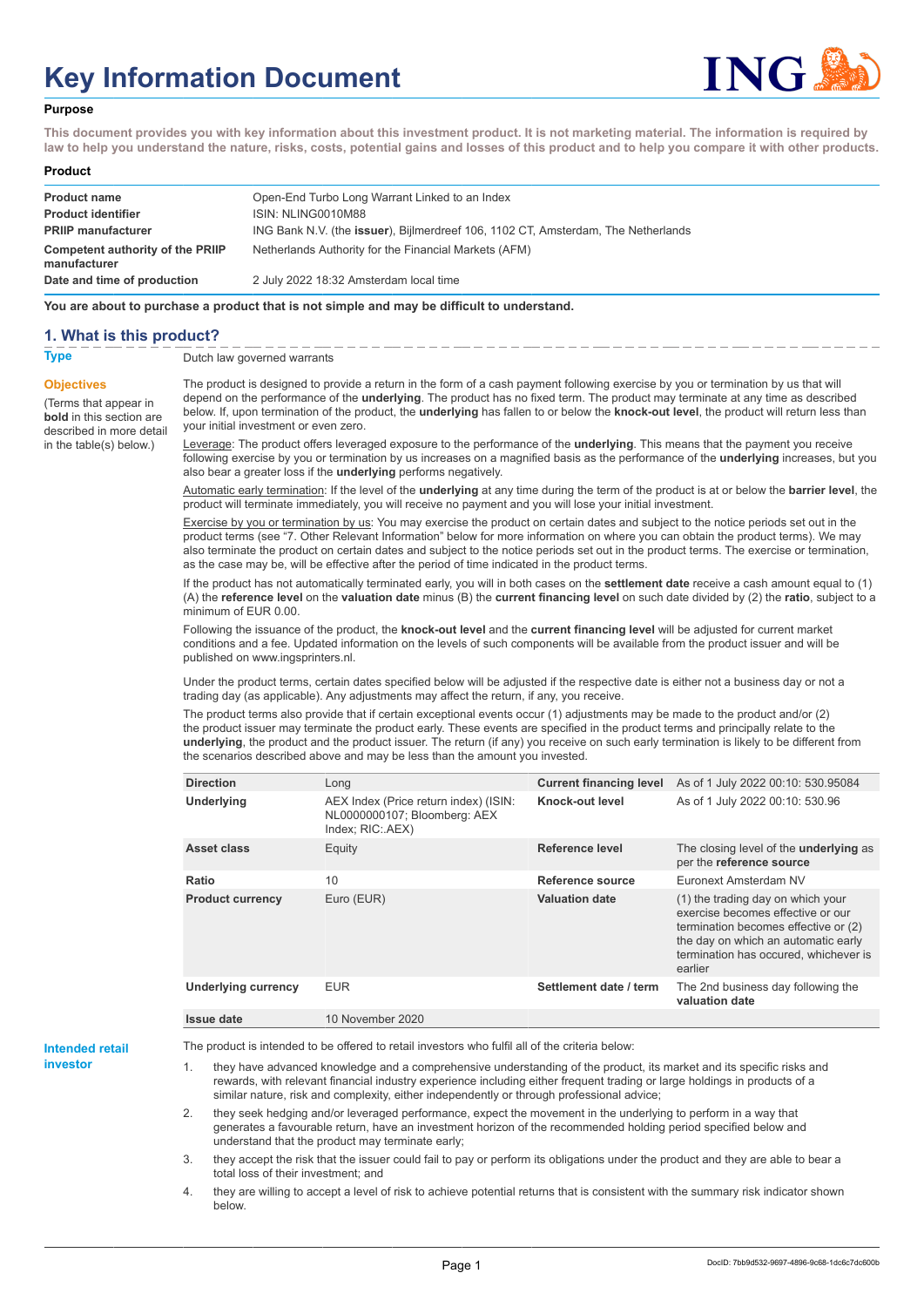# Key Information Document

**Purpose**

**This document provides you with key information about this investment product. It is not marketing material. The information is required by law to help you understand the nature, risks, costs, potential gains and losses of this product and to help you compare it with other products.**

**Product**

| | |
|---|---|
| **Product name** | Open-End Turbo Long Warrant Linked to an Index |
| **Product identifier** | ISIN: NLING0010M88 |
| **PRIIP manufacturer** | ING Bank N.V. (the **issuer**), Bijlmerdreef 106, 1102 CT, Amsterdam, The Netherlands |
| **Competent authority of the PRIIP manufacturer** | Netherlands Authority for the Financial Markets (AFM) |
| **Date and time of production** | 2 July 2022 18:32 Amsterdam local time |

**You are about to purchase a product that is not simple and may be difficult to understand.**

## 1. What is this product?

**Type**

Dutch law governed warrants

**Objectives**

(Terms that appear in **bold** in this section are described in more detail in the table(s) below.)

The product is designed to provide a return in the form of a cash payment following exercise by you or termination by us that will depend on the performance of the **underlying**. The product has no fixed term. The product may terminate at any time as described below. If, upon termination of the product, the **underlying** has fallen to or below the **knock-out level**, the product will return less than your initial investment or even zero.

Leverage: The product offers leveraged exposure to the performance of the **underlying**. This means that the payment you receive following exercise by you or termination by us increases on a magnified basis as the performance of the **underlying** increases, but you also bear a greater loss if the **underlying** performs negatively.

Automatic early termination: If the level of the **underlying** at any time during the term of the product is at or below the **barrier level**, the product will terminate immediately, you will receive no payment and you will lose your initial investment.

Exercise by you or termination by us: You may exercise the product on certain dates and subject to the notice periods set out in the product terms (see "7. Other Relevant Information" below for more information on where you can obtain the product terms). We may also terminate the product on certain dates and subject to the notice periods set out in the product terms. The exercise or termination, as the case may be, will be effective after the period of time indicated in the product terms.

If the product has not automatically terminated early, you will in both cases on the **settlement date** receive a cash amount equal to (1) (A) the **reference level** on the **valuation date** minus (B) the **current financing level** on such date divided by (2) the **ratio**, subject to a minimum of EUR 0.00.

Following the issuance of the product, the **knock-out level** and the **current financing level** will be adjusted for current market conditions and a fee. Updated information on the levels of such components will be available from the product issuer and will be published on www.ingsprinters.nl.

Under the product terms, certain dates specified below will be adjusted if the respective date is either not a business day or not a trading day (as applicable). Any adjustments may affect the return, if any, you receive.

The product terms also provide that if certain exceptional events occur (1) adjustments may be made to the product and/or (2) the product issuer may terminate the product early. These events are specified in the product terms and principally relate to the **underlying**, the product and the product issuer. The return (if any) you receive on such early termination is likely to be different from the scenarios described above and may be less than the amount you invested.

| | | | |
|---|---|---|---|
| **Direction** | Long | **Current financing level** | As of 1 July 2022 00:10: 530.95084 |
| **Underlying** | AEX Index (Price return index) (ISIN: NL0000000107; Bloomberg: AEX Index; RIC:.AEX) | **Knock-out level** | As of 1 July 2022 00:10: 530.96 |
| **Asset class** | Equity | **Reference level** | The closing level of the **underlying** as per the **reference source** |
| **Ratio** | 10 | **Reference source** | Euronext Amsterdam NV |
| **Product currency** | Euro (EUR) | **Valuation date** | (1) the trading day on which your exercise becomes effective or our termination becomes effective or (2) the day on which an automatic early termination has occured, whichever is earlier |
| **Underlying currency** | EUR | **Settlement date / term** | The 2nd business day following the **valuation date** |
| **Issue date** | 10 November 2020 | | |

**Intended retail investor**

The product is intended to be offered to retail investors who fulfil all of the criteria below:

1. they have advanced knowledge and a comprehensive understanding of the product, its market and its specific risks and rewards, with relevant financial industry experience including either frequent trading or large holdings in products of a similar nature, risk and complexity, either independently or through professional advice;
2. they seek hedging and/or leveraged performance, expect the movement in the underlying to perform in a way that generates a favourable return, have an investment horizon of the recommended holding period specified below and understand that the product may terminate early;
3. they accept the risk that the issuer could fail to pay or perform its obligations under the product and they are able to bear a total loss of their investment; and
4. they are willing to accept a level of risk to achieve potential returns that is consistent with the summary risk indicator shown below.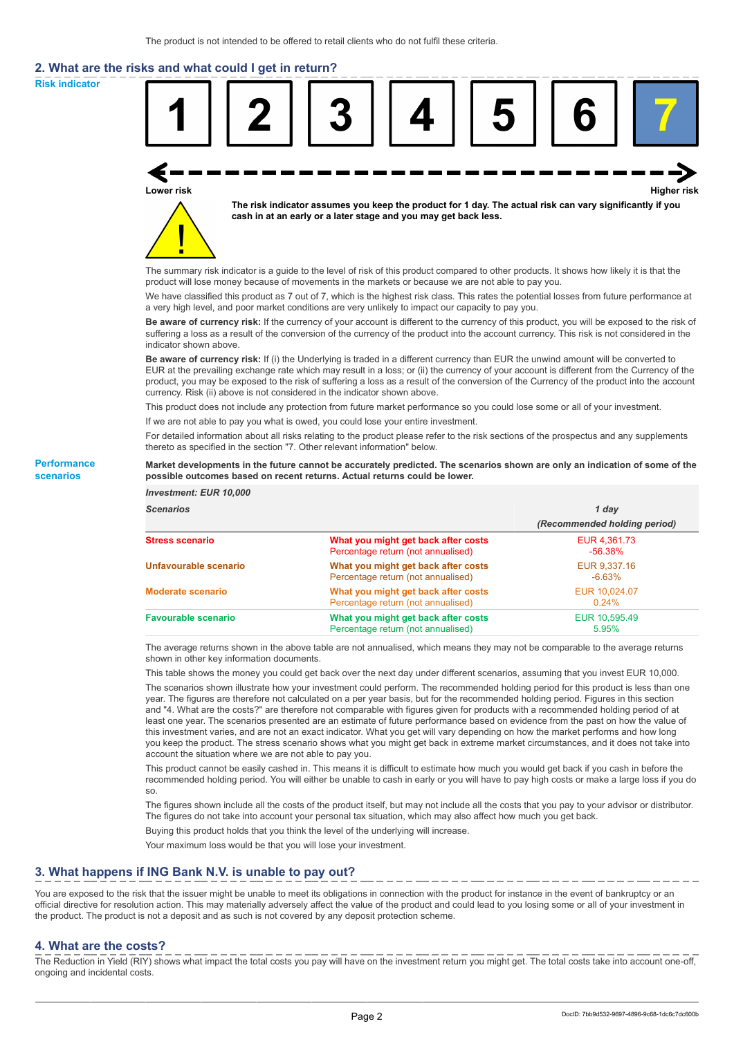The product is not intended to be offered to retail clients who do not fulfil these criteria.

## 2. What are the risks and what could I get in return?

**Risk indicator**

| 1 | 2 | 3 | 4 | 5 | 6 | **7** |
|---|---|---|---|---|---|---|

**Lower risk** — **Higher risk**

**The risk indicator assumes you keep the product for 1 day. The actual risk can vary significantly if you cash in at an early or a later stage and you may get back less.**

The summary risk indicator is a guide to the level of risk of this product compared to other products. It shows how likely it is that the product will lose money because of movements in the markets or because we are not able to pay you.

We have classified this product as 7 out of 7, which is the highest risk class. This rates the potential losses from future performance at a very high level, and poor market conditions are very unlikely to impact our capacity to pay you.

**Be aware of currency risk:** If the currency of your account is different to the currency of this product, you will be exposed to the risk of suffering a loss as a result of the conversion of the currency of the product into the account currency. This risk is not considered in the indicator shown above.

**Be aware of currency risk:** If (i) the Underlying is traded in a different currency than EUR the unwind amount will be converted to EUR at the prevailing exchange rate which may result in a loss; or (ii) the currency of your account is different from the Currency of the product, you may be exposed to the risk of suffering a loss as a result of the conversion of the Currency of the product into the account currency. Risk (ii) above is not considered in the indicator shown above.

This product does not include any protection from future market performance so you could lose some or all of your investment.

If we are not able to pay you what is owed, you could lose your entire investment.

For detailed information about all risks relating to the product please refer to the risk sections of the prospectus and any supplements thereto as specified in the section "7. Other relevant information" below.

**Performance scenarios**

**Market developments in the future cannot be accurately predicted. The scenarios shown are only an indication of some of the possible outcomes based on recent returns. Actual returns could be lower.**

*Investment: EUR 10,000*

| *Scenarios* | | *1 day (Recommended holding period)* |
|---|---|---|
| **Stress scenario** | **What you might get back after costs** | EUR 4,361.73 |
| | Percentage return (not annualised) | -56.38% |
| **Unfavourable scenario** | **What you might get back after costs** | EUR 9,337.16 |
| | Percentage return (not annualised) | -6.63% |
| **Moderate scenario** | **What you might get back after costs** | EUR 10,024.07 |
| | Percentage return (not annualised) | 0.24% |
| **Favourable scenario** | **What you might get back after costs** | EUR 10,595.49 |
| | Percentage return (not annualised) | 5.95% |

The average returns shown in the above table are not annualised, which means they may not be comparable to the average returns shown in other key information documents.

This table shows the money you could get back over the next day under different scenarios, assuming that you invest EUR 10,000.

The scenarios shown illustrate how your investment could perform. The recommended holding period for this product is less than one year. The figures are therefore not calculated on a per year basis, but for the recommended holding period. Figures in this section and "4. What are the costs?" are therefore not comparable with figures given for products with a recommended holding period of at least one year. The scenarios presented are an estimate of future performance based on evidence from the past on how the value of this investment varies, and are not an exact indicator. What you get will vary depending on how the market performs and how long you keep the product. The stress scenario shows what you might get back in extreme market circumstances, and it does not take into account the situation where we are not able to pay you.

This product cannot be easily cashed in. This means it is difficult to estimate how much you would get back if you cash in before the recommended holding period. You will either be unable to cash in early or you will have to pay high costs or make a large loss if you do so.

The figures shown include all the costs of the product itself, but may not include all the costs that you pay to your advisor or distributor. The figures do not take into account your personal tax situation, which may also affect how much you get back.

Buying this product holds that you think the level of the underlying will increase.

Your maximum loss would be that you will lose your investment.

## 3. What happens if ING Bank N.V. is unable to pay out?

You are exposed to the risk that the issuer might be unable to meet its obligations in connection with the product for instance in the event of bankruptcy or an official directive for resolution action. This may materially adversely affect the value of the product and could lead to you losing some or all of your investment in the product. The product is not a deposit and as such is not covered by any deposit protection scheme.

## 4. What are the costs?

The Reduction in Yield (RIY) shows what impact the total costs you pay will have on the investment return you might get. The total costs take into account one-off, ongoing and incidental costs.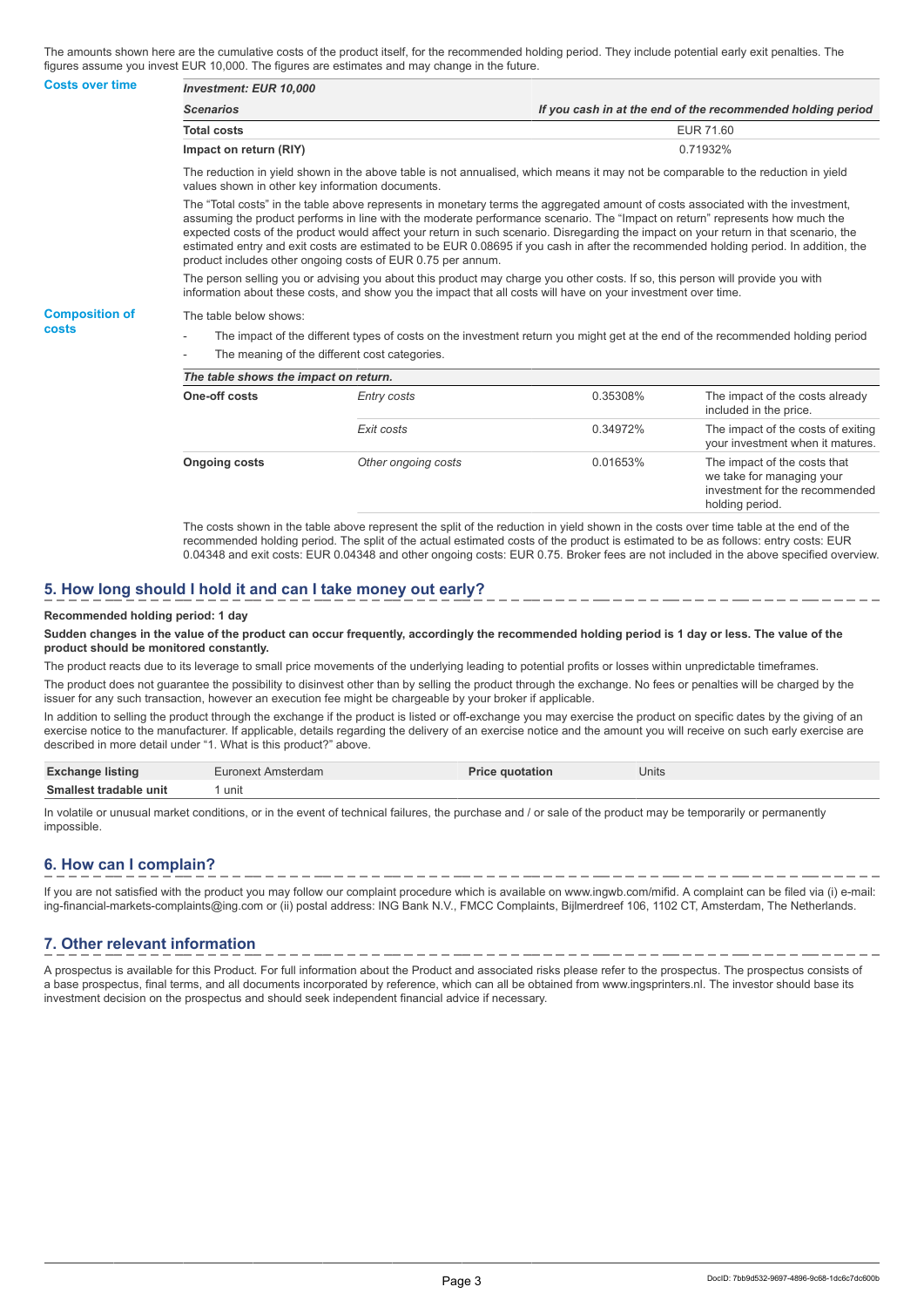The amounts shown here are the cumulative costs of the product itself, for the recommended holding period. They include potential early exit penalties. The figures assume you invest EUR 10,000. The figures are estimates and may change in the future.

**Costs over time**

| *Investment: EUR 10,000* | |
|---|---|
| ***Scenarios*** | ***If you cash in at the end of the recommended holding period*** |
| **Total costs** | EUR 71.60 |
| **Impact on return (RIY)** | 0.71932% |

The reduction in yield shown in the above table is not annualised, which means it may not be comparable to the reduction in yield values shown in other key information documents.

The "Total costs" in the table above represents in monetary terms the aggregated amount of costs associated with the investment, assuming the product performs in line with the moderate performance scenario. The "Impact on return" represents how much the expected costs of the product would affect your return in such scenario. Disregarding the impact on your return in that scenario, the estimated entry and exit costs are estimated to be EUR 0.08695 if you cash in after the recommended holding period. In addition, the product includes other ongoing costs of EUR 0.75 per annum.

The person selling you or advising you about this product may charge you other costs. If so, this person will provide you with information about these costs, and show you the impact that all costs will have on your investment over time.

**Composition of costs**

The table below shows:

- The impact of the different types of costs on the investment return you might get at the end of the recommended holding period
- The meaning of the different cost categories.

| *The table shows the impact on return.* | | | |
|---|---|---|---|
| **One-off costs** | *Entry costs* | 0.35308% | The impact of the costs already included in the price. |
| | *Exit costs* | 0.34972% | The impact of the costs of exiting your investment when it matures. |
| **Ongoing costs** | *Other ongoing costs* | 0.01653% | The impact of the costs that we take for managing your investment for the recommended holding period. |

The costs shown in the table above represent the split of the reduction in yield shown in the costs over time table at the end of the recommended holding period. The split of the actual estimated costs of the product is estimated to be as follows: entry costs: EUR 0.04348 and exit costs: EUR 0.04348 and other ongoing costs: EUR 0.75. Broker fees are not included in the above specified overview.

## 5. How long should I hold it and can I take money out early?

**Recommended holding period: 1 day**

**Sudden changes in the value of the product can occur frequently, accordingly the recommended holding period is 1 day or less. The value of the product should be monitored constantly.**

The product reacts due to its leverage to small price movements of the underlying leading to potential profits or losses within unpredictable timeframes.

The product does not guarantee the possibility to disinvest other than by selling the product through the exchange. No fees or penalties will be charged by the issuer for any such transaction, however an execution fee might be chargeable by your broker if applicable.

In addition to selling the product through the exchange if the product is listed or off-exchange you may exercise the product on specific dates by the giving of an exercise notice to the manufacturer. If applicable, details regarding the delivery of an exercise notice and the amount you will receive on such early exercise are described in more detail under "1. What is this product?" above.

| **Exchange listing** | Euronext Amsterdam | **Price quotation** | Units |
|---|---|---|---|
| **Smallest tradable unit** | 1 unit | | |

In volatile or unusual market conditions, or in the event of technical failures, the purchase and / or sale of the product may be temporarily or permanently impossible.

## 6. How can I complain?

If you are not satisfied with the product you may follow our complaint procedure which is available on www.ingwb.com/mifid. A complaint can be filed via (i) e-mail: ing-financial-markets-complaints@ing.com or (ii) postal address: ING Bank N.V., FMCC Complaints, Bijlmerdreef 106, 1102 CT, Amsterdam, The Netherlands.

## 7. Other relevant information

A prospectus is available for this Product. For full information about the Product and associated risks please refer to the prospectus. The prospectus consists of a base prospectus, final terms, and all documents incorporated by reference, which can all be obtained from www.ingsprinters.nl. The investor should base its investment decision on the prospectus and should seek independent financial advice if necessary.